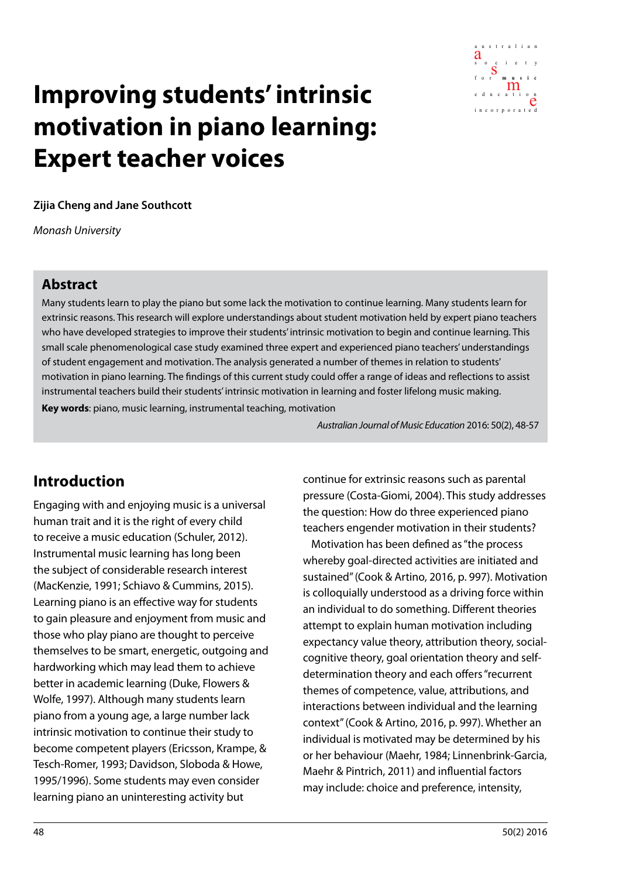# Improving students' intrinsic motivation in piano learning: Expert teacher voices

**Zijia Cheng and Jane Southcott**

*Monash University*

## Abstract

Many students learn to play the piano but some lack the motivation to continue learning. Many students learn for extrinsic reasons. This research will explore understandings about student motivation held by expert piano teachers who have developed strategies to improve their students' intrinsic motivation to begin and continue learning. This small scale phenomenological case study examined three expert and experienced piano teachers' understandings of student engagement and motivation. The analysis generated a number of themes in relation to students' motivation in piano learning. The findings of this current study could offer a range of ideas and reflections to assist instrumental teachers build their students' intrinsic motivation in learning and foster lifelong music making.

**Key words**: piano, music learning, instrumental teaching, motivation

*Australian Journal of Music Education* 2016: 50(2), 48-57

## Introduction

Engaging with and enjoying music is a universal human trait and it is the right of every child to receive a music education (Schuler, 2012). Instrumental music learning has long been the subject of considerable research interest (MacKenzie, 1991; Schiavo & Cummins, 2015). Learning piano is an effective way for students to gain pleasure and enjoyment from music and those who play piano are thought to perceive themselves to be smart, energetic, outgoing and hardworking which may lead them to achieve better in academic learning (Duke, Flowers & Wolfe, 1997). Although many students learn piano from a young age, a large number lack intrinsic motivation to continue their study to become competent players (Ericsson, Krampe, & Tesch-Romer, 1993; Davidson, Sloboda & Howe, 1995/1996). Some students may even consider learning piano an uninteresting activity but continue for extrinsic reasons such as parental pressure (Costa-Giomi, 2004). This study addresses the question: How do three experienced piano teachers engender motivation in their students?

Motivation has been defined as "the process whereby goal-directed activities are initiated and sustained" (Cook & Artino, 2016, p. 997). Motivation is colloquially understood as a driving force within an individual to do something. Different theories attempt to explain human motivation including expectancy value theory, attribution theory, social-cognitive theory, goal orientation theory and self-determination theory and each offers "recurrent themes of competence, value, attributions, and interactions between individual and the learning context" (Cook & Artino, 2016, p. 997). Whether an individual is motivated may be determined by his or her behaviour (Maehr, 1984; Linnenbrink-Garcia, Maehr & Pintrich, 2011) and influential factors may include: choice and preference, intensity,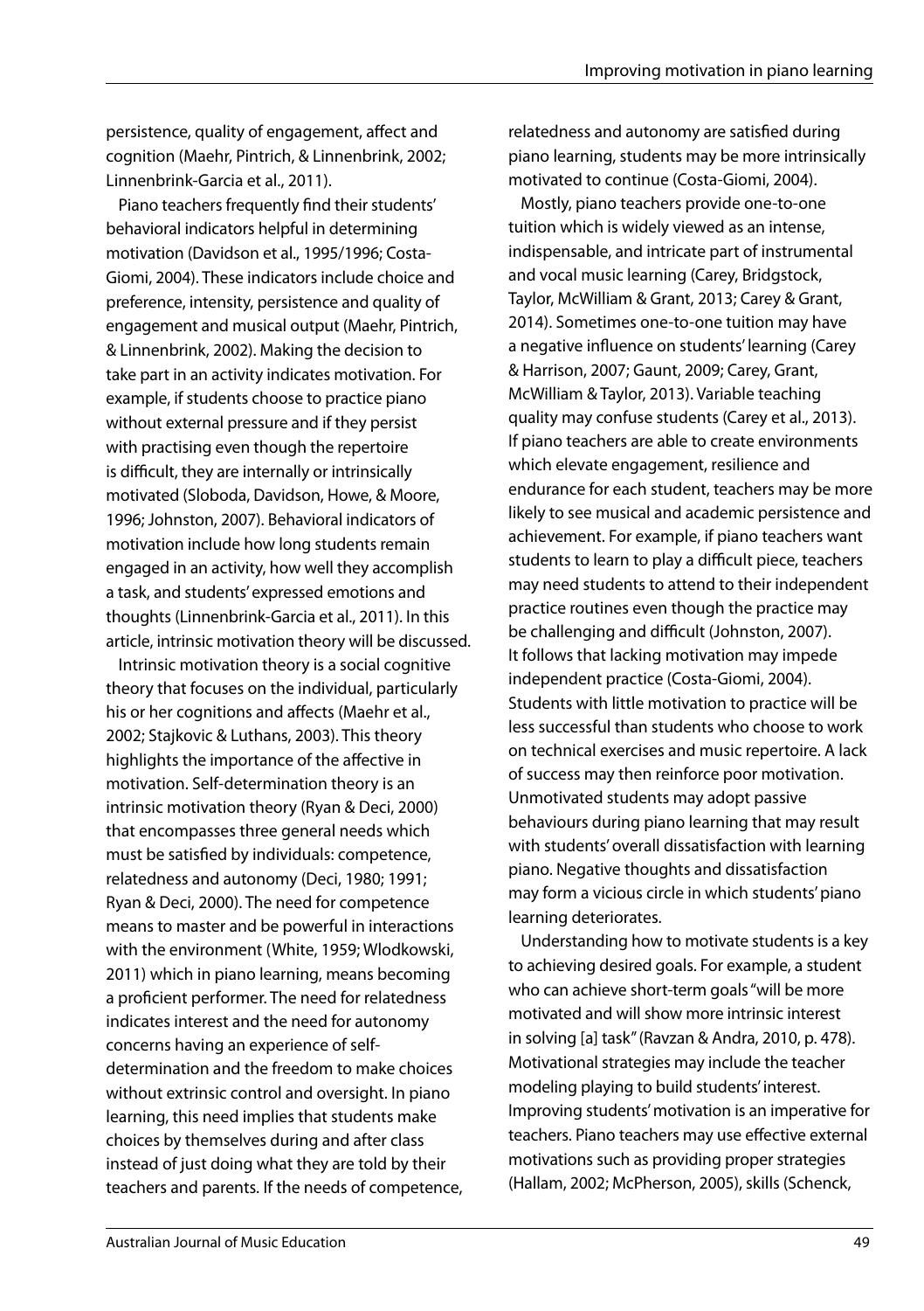persistence, quality of engagement, affect and cognition (Maehr, Pintrich, & Linnenbrink, 2002; Linnenbrink-Garcia et al., 2011).

Piano teachers frequently find their students' behavioral indicators helpful in determining motivation (Davidson et al., 1995/1996; Costa-Giomi, 2004). These indicators include choice and preference, intensity, persistence and quality of engagement and musical output (Maehr, Pintrich, & Linnenbrink, 2002). Making the decision to take part in an activity indicates motivation. For example, if students choose to practice piano without external pressure and if they persist with practising even though the repertoire is difficult, they are internally or intrinsically motivated (Sloboda, Davidson, Howe, & Moore, 1996; Johnston, 2007). Behavioral indicators of motivation include how long students remain engaged in an activity, how well they accomplish a task, and students' expressed emotions and thoughts (Linnenbrink-Garcia et al., 2011). In this article, intrinsic motivation theory will be discussed.

Intrinsic motivation theory is a social cognitive theory that focuses on the individual, particularly his or her cognitions and affects (Maehr et al., 2002; Stajkovic & Luthans, 2003). This theory highlights the importance of the affective in motivation. Self-determination theory is an intrinsic motivation theory (Ryan & Deci, 2000) that encompasses three general needs which must be satisfied by individuals: competence, relatedness and autonomy (Deci, 1980; 1991; Ryan & Deci, 2000). The need for competence means to master and be powerful in interactions with the environment (White, 1959; Wlodkowski, 2011) which in piano learning, means becoming a proficient performer. The need for relatedness indicates interest and the need for autonomy concerns having an experience of self-determination and the freedom to make choices without extrinsic control and oversight. In piano learning, this need implies that students make choices by themselves during and after class instead of just doing what they are told by their teachers and parents. If the needs of competence, relatedness and autonomy are satisfied during piano learning, students may be more intrinsically motivated to continue (Costa-Giomi, 2004).

Mostly, piano teachers provide one-to-one tuition which is widely viewed as an intense, indispensable, and intricate part of instrumental and vocal music learning (Carey, Bridgstock, Taylor, McWilliam & Grant, 2013; Carey & Grant, 2014). Sometimes one-to-one tuition may have a negative influence on students' learning (Carey & Harrison, 2007; Gaunt, 2009; Carey, Grant, McWilliam & Taylor, 2013). Variable teaching quality may confuse students (Carey et al., 2013). If piano teachers are able to create environments which elevate engagement, resilience and endurance for each student, teachers may be more likely to see musical and academic persistence and achievement. For example, if piano teachers want students to learn to play a difficult piece, teachers may need students to attend to their independent practice routines even though the practice may be challenging and difficult (Johnston, 2007). It follows that lacking motivation may impede independent practice (Costa-Giomi, 2004). Students with little motivation to practice will be less successful than students who choose to work on technical exercises and music repertoire. A lack of success may then reinforce poor motivation. Unmotivated students may adopt passive behaviours during piano learning that may result with students' overall dissatisfaction with learning piano. Negative thoughts and dissatisfaction may form a vicious circle in which students' piano learning deteriorates.

Understanding how to motivate students is a key to achieving desired goals. For example, a student who can achieve short-term goals "will be more motivated and will show more intrinsic interest in solving [a] task" (Ravzan & Andra, 2010, p. 478). Motivational strategies may include the teacher modeling playing to build students' interest. Improving students' motivation is an imperative for teachers. Piano teachers may use effective external motivations such as providing proper strategies (Hallam, 2002; McPherson, 2005), skills (Schenck,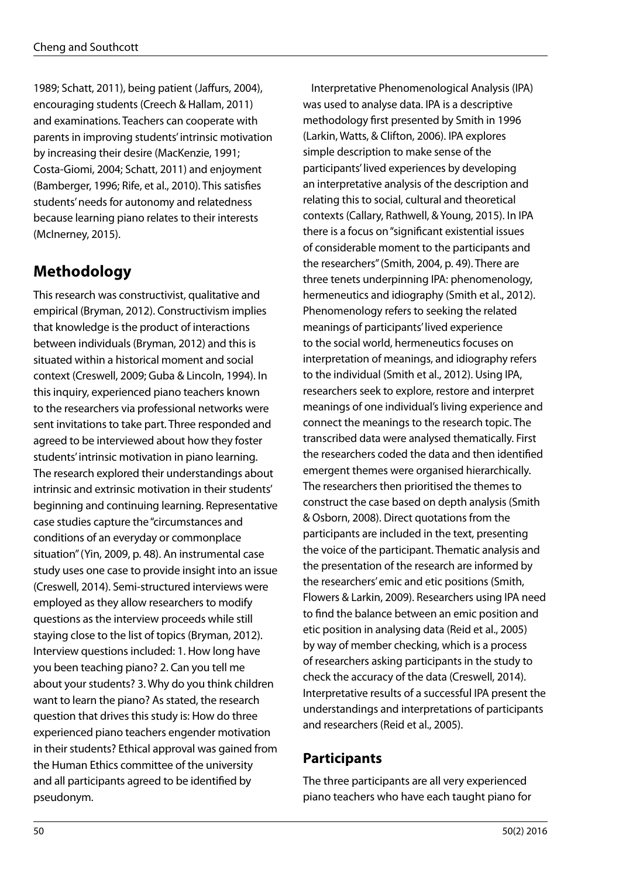1989; Schatt, 2011), being patient (Jaffurs, 2004), encouraging students (Creech & Hallam, 2011) and examinations. Teachers can cooperate with parents in improving students' intrinsic motivation by increasing their desire (MacKenzie, 1991; Costa-Giomi, 2004; Schatt, 2011) and enjoyment (Bamberger, 1996; Rife, et al., 2010). This satisfies students' needs for autonomy and relatedness because learning piano relates to their interests (McInerney, 2015).

## Methodology

This research was constructivist, qualitative and empirical (Bryman, 2012). Constructivism implies that knowledge is the product of interactions between individuals (Bryman, 2012) and this is situated within a historical moment and social context (Creswell, 2009; Guba & Lincoln, 1994). In this inquiry, experienced piano teachers known to the researchers via professional networks were sent invitations to take part. Three responded and agreed to be interviewed about how they foster students' intrinsic motivation in piano learning. The research explored their understandings about intrinsic and extrinsic motivation in their students' beginning and continuing learning. Representative case studies capture the "circumstances and conditions of an everyday or commonplace situation" (Yin, 2009, p. 48). An instrumental case study uses one case to provide insight into an issue (Creswell, 2014). Semi-structured interviews were employed as they allow researchers to modify questions as the interview proceeds while still staying close to the list of topics (Bryman, 2012). Interview questions included: 1. How long have you been teaching piano? 2. Can you tell me about your students? 3. Why do you think children want to learn the piano? As stated, the research question that drives this study is: How do three experienced piano teachers engender motivation in their students? Ethical approval was gained from the Human Ethics committee of the university and all participants agreed to be identified by pseudonym.

Interpretative Phenomenological Analysis (IPA) was used to analyse data. IPA is a descriptive methodology first presented by Smith in 1996 (Larkin, Watts, & Clifton, 2006). IPA explores simple description to make sense of the participants' lived experiences by developing an interpretative analysis of the description and relating this to social, cultural and theoretical contexts (Callary, Rathwell, & Young, 2015). In IPA there is a focus on "significant existential issues of considerable moment to the participants and the researchers" (Smith, 2004, p. 49). There are three tenets underpinning IPA: phenomenology, hermeneutics and idiography (Smith et al., 2012). Phenomenology refers to seeking the related meanings of participants' lived experience to the social world, hermeneutics focuses on interpretation of meanings, and idiography refers to the individual (Smith et al., 2012). Using IPA, researchers seek to explore, restore and interpret meanings of one individual's living experience and connect the meanings to the research topic. The transcribed data were analysed thematically. First the researchers coded the data and then identified emergent themes were organised hierarchically. The researchers then prioritised the themes to construct the case based on depth analysis (Smith & Osborn, 2008). Direct quotations from the participants are included in the text, presenting the voice of the participant. Thematic analysis and the presentation of the research are informed by the researchers' emic and etic positions (Smith, Flowers & Larkin, 2009). Researchers using IPA need to find the balance between an emic position and etic position in analysing data (Reid et al., 2005) by way of member checking, which is a process of researchers asking participants in the study to check the accuracy of the data (Creswell, 2014). Interpretative results of a successful IPA present the understandings and interpretations of participants and researchers (Reid et al., 2005).

### Participants

The three participants are all very experienced piano teachers who have each taught piano for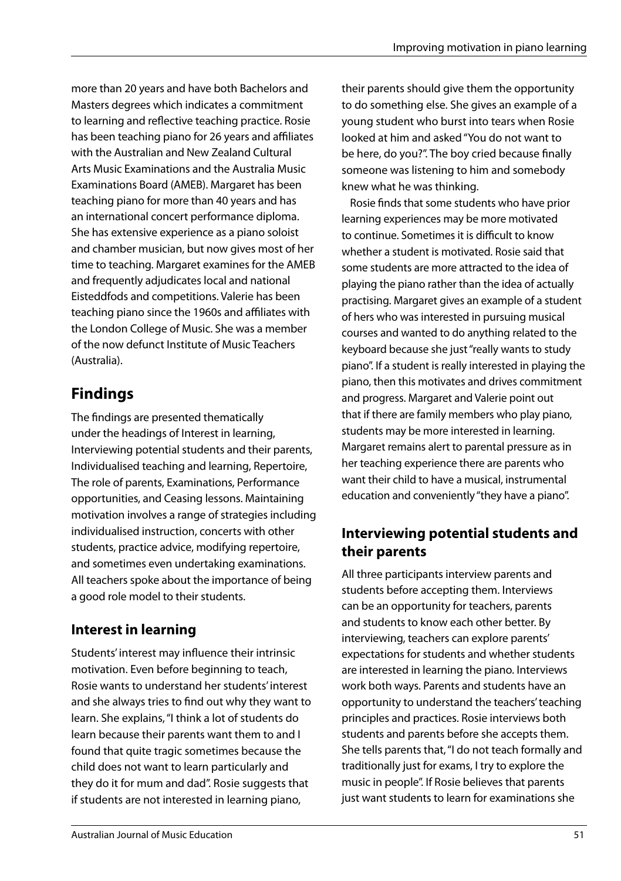more than 20 years and have both Bachelors and Masters degrees which indicates a commitment to learning and reflective teaching practice. Rosie has been teaching piano for 26 years and affiliates with the Australian and New Zealand Cultural Arts Music Examinations and the Australia Music Examinations Board (AMEB). Margaret has been teaching piano for more than 40 years and has an international concert performance diploma. She has extensive experience as a piano soloist and chamber musician, but now gives most of her time to teaching. Margaret examines for the AMEB and frequently adjudicates local and national Eisteddfods and competitions. Valerie has been teaching piano since the 1960s and affiliates with the London College of Music. She was a member of the now defunct Institute of Music Teachers (Australia).

## Findings

The findings are presented thematically under the headings of Interest in learning, Interviewing potential students and their parents, Individualised teaching and learning, Repertoire, The role of parents, Examinations, Performance opportunities, and Ceasing lessons. Maintaining motivation involves a range of strategies including individualised instruction, concerts with other students, practice advice, modifying repertoire, and sometimes even undertaking examinations. All teachers spoke about the importance of being a good role model to their students.

### Interest in learning

Students' interest may influence their intrinsic motivation. Even before beginning to teach, Rosie wants to understand her students' interest and she always tries to find out why they want to learn. She explains, "I think a lot of students do learn because their parents want them to and I found that quite tragic sometimes because the child does not want to learn particularly and they do it for mum and dad". Rosie suggests that if students are not interested in learning piano, their parents should give them the opportunity to do something else. She gives an example of a young student who burst into tears when Rosie looked at him and asked "You do not want to be here, do you?". The boy cried because finally someone was listening to him and somebody knew what he was thinking.

Rosie finds that some students who have prior learning experiences may be more motivated to continue. Sometimes it is difficult to know whether a student is motivated. Rosie said that some students are more attracted to the idea of playing the piano rather than the idea of actually practising. Margaret gives an example of a student of hers who was interested in pursuing musical courses and wanted to do anything related to the keyboard because she just "really wants to study piano". If a student is really interested in playing the piano, then this motivates and drives commitment and progress. Margaret and Valerie point out that if there are family members who play piano, students may be more interested in learning. Margaret remains alert to parental pressure as in her teaching experience there are parents who want their child to have a musical, instrumental education and conveniently "they have a piano".

### Interviewing potential students and their parents

All three participants interview parents and students before accepting them. Interviews can be an opportunity for teachers, parents and students to know each other better. By interviewing, teachers can explore parents' expectations for students and whether students are interested in learning the piano. Interviews work both ways. Parents and students have an opportunity to understand the teachers' teaching principles and practices. Rosie interviews both students and parents before she accepts them. She tells parents that, "I do not teach formally and traditionally just for exams, I try to explore the music in people". If Rosie believes that parents just want students to learn for examinations she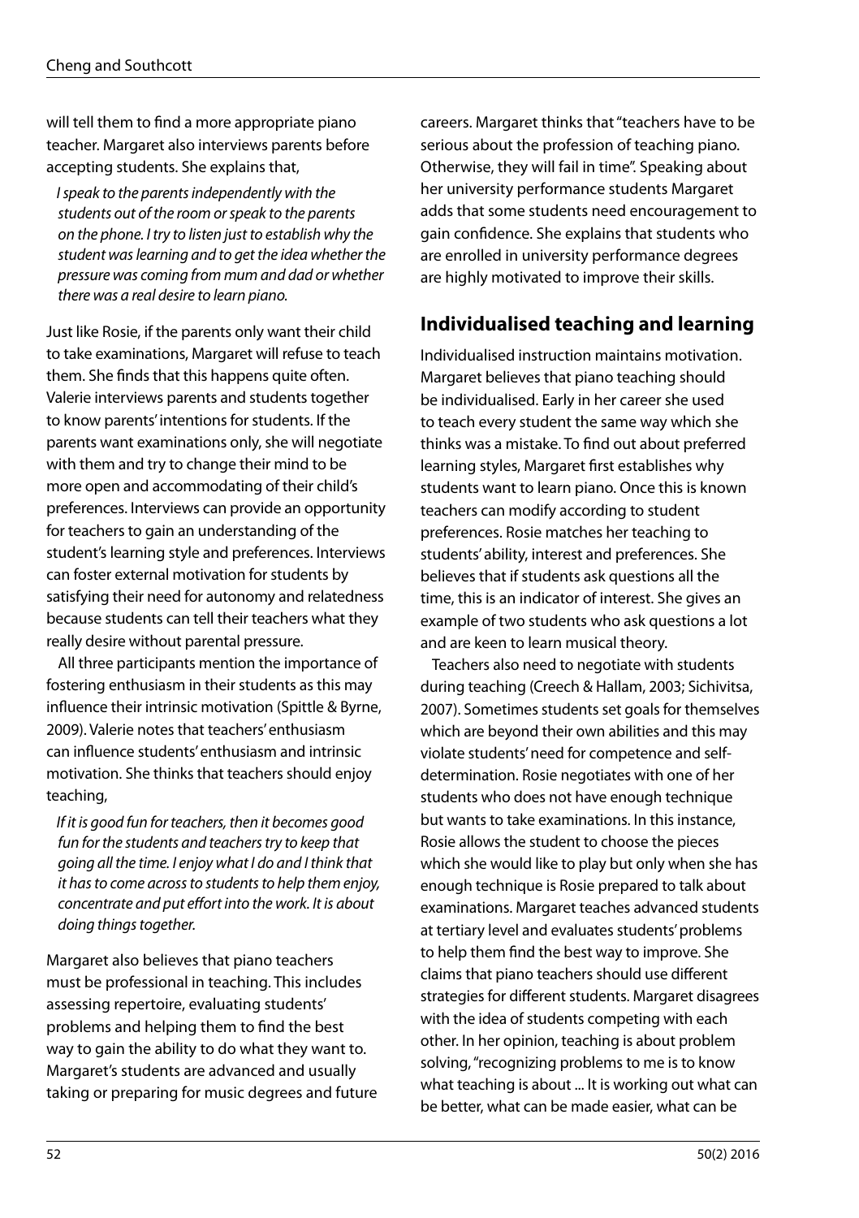will tell them to find a more appropriate piano teacher. Margaret also interviews parents before accepting students. She explains that,

> *I speak to the parents independently with the students out of the room or speak to the parents on the phone. I try to listen just to establish why the student was learning and to get the idea whether the pressure was coming from mum and dad or whether there was a real desire to learn piano.*

Just like Rosie, if the parents only want their child to take examinations, Margaret will refuse to teach them. She finds that this happens quite often. Valerie interviews parents and students together to know parents' intentions for students. If the parents want examinations only, she will negotiate with them and try to change their mind to be more open and accommodating of their child's preferences. Interviews can provide an opportunity for teachers to gain an understanding of the student's learning style and preferences. Interviews can foster external motivation for students by satisfying their need for autonomy and relatedness because students can tell their teachers what they really desire without parental pressure.

All three participants mention the importance of fostering enthusiasm in their students as this may influence their intrinsic motivation (Spittle & Byrne, 2009). Valerie notes that teachers' enthusiasm can influence students' enthusiasm and intrinsic motivation. She thinks that teachers should enjoy teaching,

> *If it is good fun for teachers, then it becomes good fun for the students and teachers try to keep that going all the time. I enjoy what I do and I think that it has to come across to students to help them enjoy, concentrate and put effort into the work. It is about doing things together.*

Margaret also believes that piano teachers must be professional in teaching. This includes assessing repertoire, evaluating students' problems and helping them to find the best way to gain the ability to do what they want to. Margaret's students are advanced and usually taking or preparing for music degrees and future careers. Margaret thinks that "teachers have to be serious about the profession of teaching piano. Otherwise, they will fail in time". Speaking about her university performance students Margaret adds that some students need encouragement to gain confidence. She explains that students who are enrolled in university performance degrees are highly motivated to improve their skills.

## Individualised teaching and learning

Individualised instruction maintains motivation. Margaret believes that piano teaching should be individualised. Early in her career she used to teach every student the same way which she thinks was a mistake. To find out about preferred learning styles, Margaret first establishes why students want to learn piano. Once this is known teachers can modify according to student preferences. Rosie matches her teaching to students' ability, interest and preferences. She believes that if students ask questions all the time, this is an indicator of interest. She gives an example of two students who ask questions a lot and are keen to learn musical theory.

Teachers also need to negotiate with students during teaching (Creech & Hallam, 2003; Sichivitsa, 2007). Sometimes students set goals for themselves which are beyond their own abilities and this may violate students' need for competence and self-determination. Rosie negotiates with one of her students who does not have enough technique but wants to take examinations. In this instance, Rosie allows the student to choose the pieces which she would like to play but only when she has enough technique is Rosie prepared to talk about examinations. Margaret teaches advanced students at tertiary level and evaluates students' problems to help them find the best way to improve. She claims that piano teachers should use different strategies for different students. Margaret disagrees with the idea of students competing with each other. In her opinion, teaching is about problem solving, "recognizing problems to me is to know what teaching is about ... It is working out what can be better, what can be made easier, what can be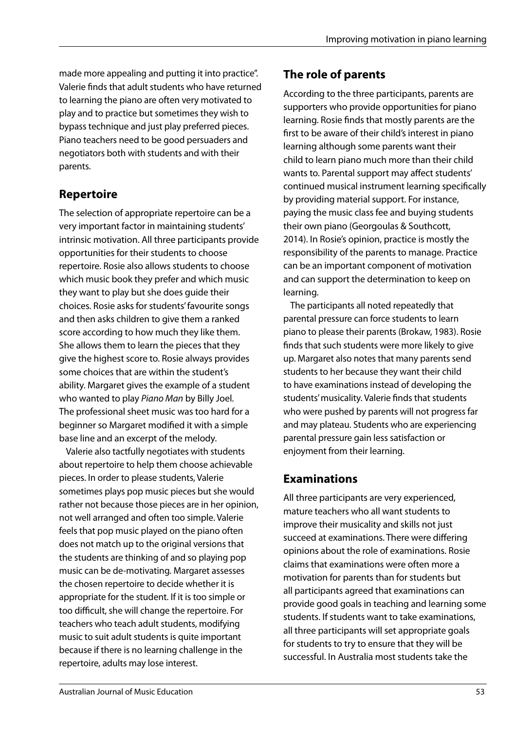made more appealing and putting it into practice". Valerie finds that adult students who have returned to learning the piano are often very motivated to play and to practice but sometimes they wish to bypass technique and just play preferred pieces. Piano teachers need to be good persuaders and negotiators both with students and with their parents.

## Repertoire

The selection of appropriate repertoire can be a very important factor in maintaining students' intrinsic motivation. All three participants provide opportunities for their students to choose repertoire. Rosie also allows students to choose which music book they prefer and which music they want to play but she does guide their choices. Rosie asks for students' favourite songs and then asks children to give them a ranked score according to how much they like them. She allows them to learn the pieces that they give the highest score to. Rosie always provides some choices that are within the student's ability. Margaret gives the example of a student who wanted to play *Piano Man* by Billy Joel. The professional sheet music was too hard for a beginner so Margaret modified it with a simple base line and an excerpt of the melody.

Valerie also tactfully negotiates with students about repertoire to help them choose achievable pieces. In order to please students, Valerie sometimes plays pop music pieces but she would rather not because those pieces are in her opinion, not well arranged and often too simple. Valerie feels that pop music played on the piano often does not match up to the original versions that the students are thinking of and so playing pop music can be de-motivating. Margaret assesses the chosen repertoire to decide whether it is appropriate for the student. If it is too simple or too difficult, she will change the repertoire. For teachers who teach adult students, modifying music to suit adult students is quite important because if there is no learning challenge in the repertoire, adults may lose interest.

## The role of parents

According to the three participants, parents are supporters who provide opportunities for piano learning. Rosie finds that mostly parents are the first to be aware of their child's interest in piano learning although some parents want their child to learn piano much more than their child wants to. Parental support may affect students' continued musical instrument learning specifically by providing material support. For instance, paying the music class fee and buying students their own piano (Georgoulas & Southcott, 2014). In Rosie's opinion, practice is mostly the responsibility of the parents to manage. Practice can be an important component of motivation and can support the determination to keep on learning.

The participants all noted repeatedly that parental pressure can force students to learn piano to please their parents (Brokaw, 1983). Rosie finds that such students were more likely to give up. Margaret also notes that many parents send students to have examinations because they want their child to have examinations instead of developing the students' musicality. Valerie finds that students who were pushed by parents will not progress far and may plateau. Students who are experiencing parental pressure gain less satisfaction or enjoyment from their learning.

## Examinations

All three participants are very experienced, mature teachers who all want students to improve their musicality and skills not just succeed at examinations. There were differing opinions about the role of examinations. Rosie claims that examinations were often more a motivation for parents than for students but all participants agreed that examinations can provide good goals in teaching and learning some students. If students want to take examinations, all three participants will set appropriate goals for students to try to ensure that they will be successful. In Australia most students take the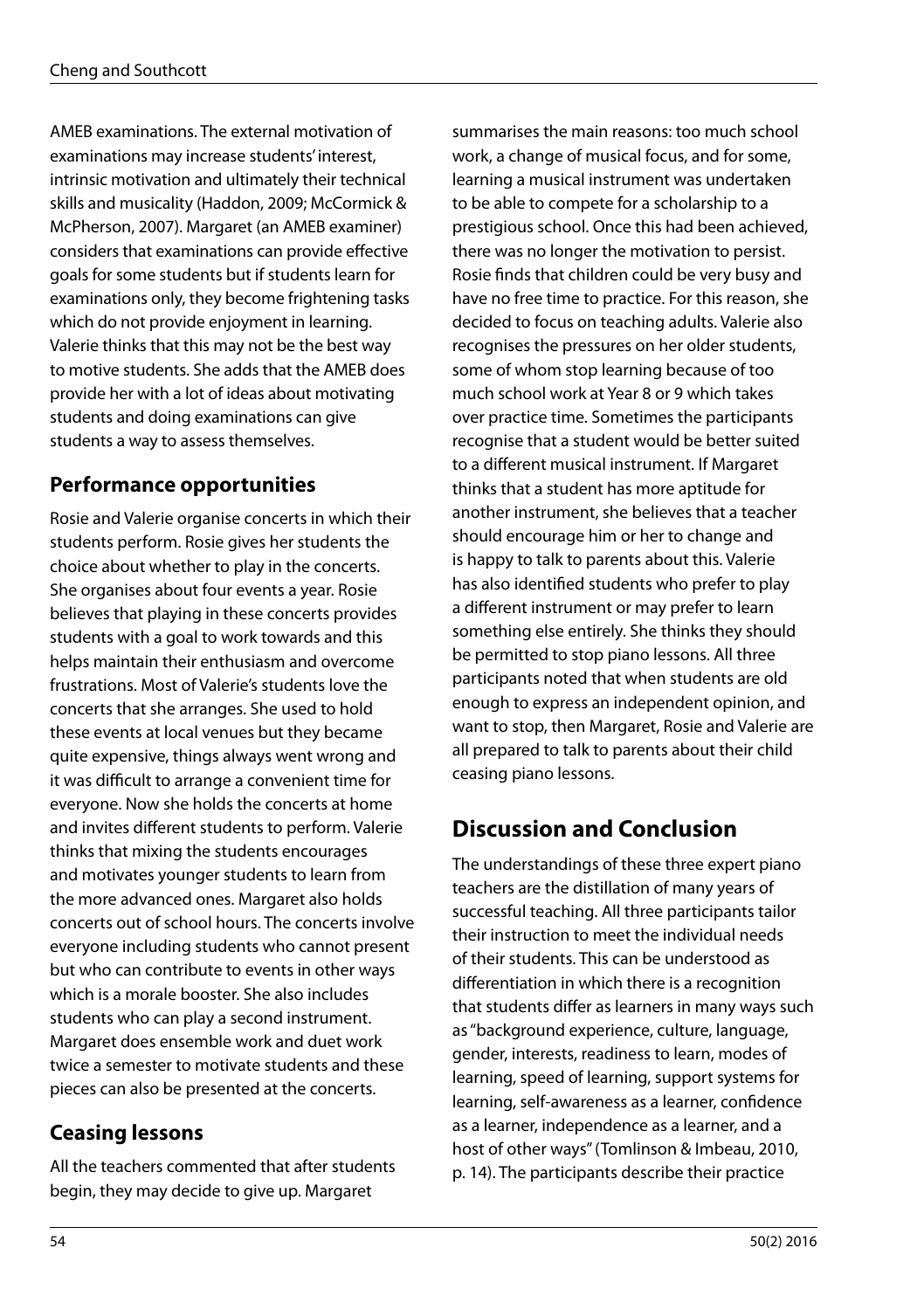AMEB examinations. The external motivation of examinations may increase students' interest, intrinsic motivation and ultimately their technical skills and musicality (Haddon, 2009; McCormick & McPherson, 2007). Margaret (an AMEB examiner) considers that examinations can provide effective goals for some students but if students learn for examinations only, they become frightening tasks which do not provide enjoyment in learning. Valerie thinks that this may not be the best way to motive students. She adds that the AMEB does provide her with a lot of ideas about motivating students and doing examinations can give students a way to assess themselves.

## Performance opportunities

Rosie and Valerie organise concerts in which their students perform. Rosie gives her students the choice about whether to play in the concerts. She organises about four events a year. Rosie believes that playing in these concerts provides students with a goal to work towards and this helps maintain their enthusiasm and overcome frustrations. Most of Valerie's students love the concerts that she arranges. She used to hold these events at local venues but they became quite expensive, things always went wrong and it was difficult to arrange a convenient time for everyone. Now she holds the concerts at home and invites different students to perform. Valerie thinks that mixing the students encourages and motivates younger students to learn from the more advanced ones. Margaret also holds concerts out of school hours. The concerts involve everyone including students who cannot present but who can contribute to events in other ways which is a morale booster. She also includes students who can play a second instrument. Margaret does ensemble work and duet work twice a semester to motivate students and these pieces can also be presented at the concerts.

## Ceasing lessons

All the teachers commented that after students begin, they may decide to give up. Margaret summarises the main reasons: too much school work, a change of musical focus, and for some, learning a musical instrument was undertaken to be able to compete for a scholarship to a prestigious school. Once this had been achieved, there was no longer the motivation to persist. Rosie finds that children could be very busy and have no free time to practice. For this reason, she decided to focus on teaching adults. Valerie also recognises the pressures on her older students, some of whom stop learning because of too much school work at Year 8 or 9 which takes over practice time. Sometimes the participants recognise that a student would be better suited to a different musical instrument. If Margaret thinks that a student has more aptitude for another instrument, she believes that a teacher should encourage him or her to change and is happy to talk to parents about this. Valerie has also identified students who prefer to play a different instrument or may prefer to learn something else entirely. She thinks they should be permitted to stop piano lessons. All three participants noted that when students are old enough to express an independent opinion, and want to stop, then Margaret, Rosie and Valerie are all prepared to talk to parents about their child ceasing piano lessons.

# Discussion and Conclusion

The understandings of these three expert piano teachers are the distillation of many years of successful teaching. All three participants tailor their instruction to meet the individual needs of their students. This can be understood as differentiation in which there is a recognition that students differ as learners in many ways such as "background experience, culture, language, gender, interests, readiness to learn, modes of learning, speed of learning, support systems for learning, self-awareness as a learner, confidence as a learner, independence as a learner, and a host of other ways" (Tomlinson & Imbeau, 2010, p. 14). The participants describe their practice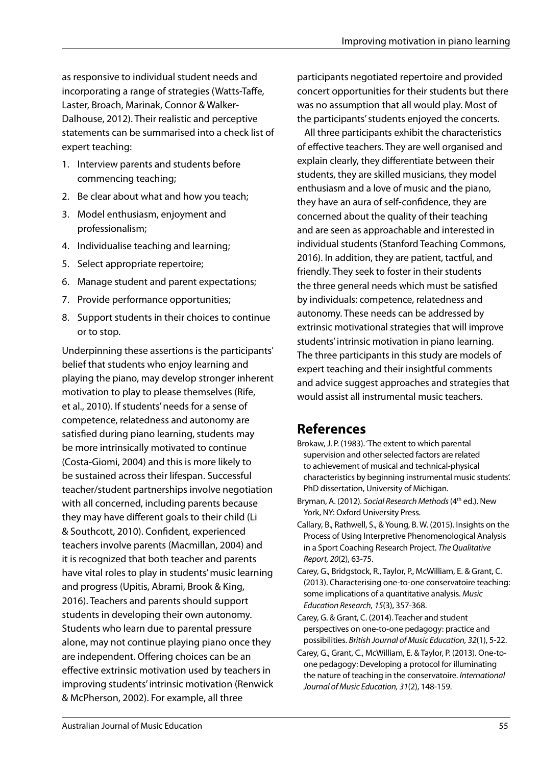as responsive to individual student needs and incorporating a range of strategies (Watts-Taffe, Laster, Broach, Marinak, Connor & Walker-Dalhouse, 2012). Their realistic and perceptive statements can be summarised into a check list of expert teaching:

1. Interview parents and students before commencing teaching;
2. Be clear about what and how you teach;
3. Model enthusiasm, enjoyment and professionalism;
4. Individualise teaching and learning;
5. Select appropriate repertoire;
6. Manage student and parent expectations;
7. Provide performance opportunities;
8. Support students in their choices to continue or to stop.

Underpinning these assertions is the participants' belief that students who enjoy learning and playing the piano, may develop stronger inherent motivation to play to please themselves (Rife, et al., 2010). If students' needs for a sense of competence, relatedness and autonomy are satisfied during piano learning, students may be more intrinsically motivated to continue (Costa-Giomi, 2004) and this is more likely to be sustained across their lifespan. Successful teacher/student partnerships involve negotiation with all concerned, including parents because they may have different goals to their child (Li & Southcott, 2010). Confident, experienced teachers involve parents (Macmillan, 2004) and it is recognized that both teacher and parents have vital roles to play in students' music learning and progress (Upitis, Abrami, Brook & King, 2016). Teachers and parents should support students in developing their own autonomy. Students who learn due to parental pressure alone, may not continue playing piano once they are independent. Offering choices can be an effective extrinsic motivation used by teachers in improving students' intrinsic motivation (Renwick & McPherson, 2002). For example, all three participants negotiated repertoire and provided concert opportunities for their students but there was no assumption that all would play. Most of the participants' students enjoyed the concerts.

All three participants exhibit the characteristics of effective teachers. They are well organised and explain clearly, they differentiate between their students, they are skilled musicians, they model enthusiasm and a love of music and the piano, they have an aura of self-confidence, they are concerned about the quality of their teaching and are seen as approachable and interested in individual students (Stanford Teaching Commons, 2016). In addition, they are patient, tactful, and friendly. They seek to foster in their students the three general needs which must be satisfied by individuals: competence, relatedness and autonomy. These needs can be addressed by extrinsic motivational strategies that will improve students' intrinsic motivation in piano learning. The three participants in this study are models of expert teaching and their insightful comments and advice suggest approaches and strategies that would assist all instrumental music teachers.

## References

Brokaw, J. P. (1983). 'The extent to which parental supervision and other selected factors are related to achievement of musical and technical-physical characteristics by beginning instrumental music students'. PhD dissertation, University of Michigan.

Bryman, A. (2012). *Social Research Methods* (4th ed.). New York, NY: Oxford University Press.

Callary, B., Rathwell, S., & Young, B. W. (2015). Insights on the Process of Using Interpretive Phenomenological Analysis in a Sport Coaching Research Project. *The Qualitative Report, 20*(2), 63-75.

Carey, G., Bridgstock, R., Taylor, P., McWilliam, E. & Grant, C. (2013). Characterising one-to-one conservatoire teaching: some implications of a quantitative analysis. *Music Education Research, 15*(3), 357-368.

Carey, G. & Grant, C. (2014). Teacher and student perspectives on one-to-one pedagogy: practice and possibilities. *British Journal of Music Education, 32*(1), 5-22.

Carey, G., Grant, C., McWilliam, E. & Taylor, P. (2013). One-to-one pedagogy: Developing a protocol for illuminating the nature of teaching in the conservatoire. *International Journal of Music Education, 31*(2), 148-159.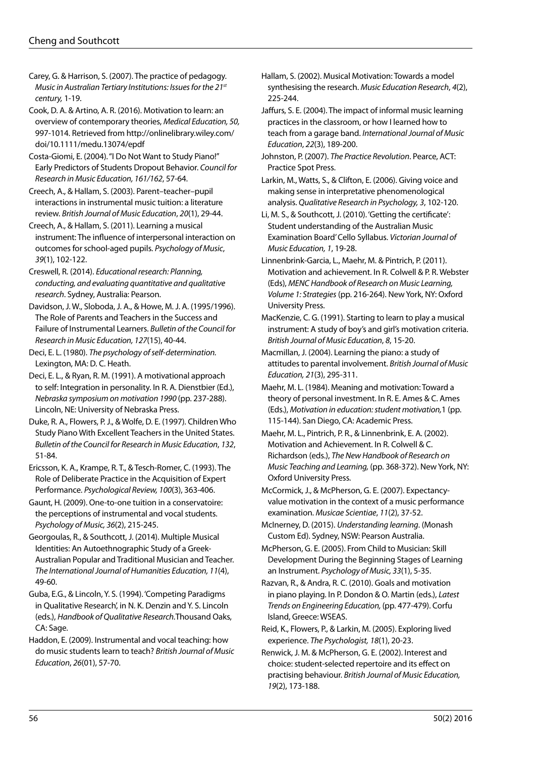Carey, G. & Harrison, S. (2007). The practice of pedagogy. *Music in Australian Tertiary Institutions: Issues for the 21st century,* 1-19.

Cook, D. A. & Artino, A. R. (2016). Motivation to learn: an overview of contemporary theories, *Medical Education, 50,* 997-1014. Retrieved from http://onlinelibrary.wiley.com/doi/10.1111/medu.13074/epdf

Costa-Giomi, E. (2004). "I Do Not Want to Study Piano!" Early Predictors of Students Dropout Behavior. *Council for Research in Music Education, 161/162*, 57-64.

Creech, A., & Hallam, S. (2003). Parent–teacher–pupil interactions in instrumental music tuition: a literature review. *British Journal of Music Education*, *20*(1), 29-44.

Creech, A., & Hallam, S. (2011). Learning a musical instrument: The influence of interpersonal interaction on outcomes for school-aged pupils. *Psychology of Music*, *39*(1), 102-122.

Creswell, R. (2014). *Educational research: Planning, conducting, and evaluating quantitative and qualitative research*. Sydney, Australia: Pearson.

Davidson, J. W., Sloboda, J. A., & Howe, M. J. A. (1995/1996). The Role of Parents and Teachers in the Success and Failure of Instrumental Learners. *Bulletin of the Council for Research in Music Education, 127*(15), 40-44.

Deci, E. L. (1980). *The psychology of self-determination.* Lexington, MA: D. C. Heath.

Deci, E. L., & Ryan, R. M. (1991). A motivational approach to self: Integration in personality. In R. A. Dienstbier (Ed.), *Nebraska symposium on motivation 1990* (pp. 237-288). Lincoln, NE: University of Nebraska Press.

Duke, R. A., Flowers, P. J., & Wolfe, D. E. (1997). Children Who Study Piano With Excellent Teachers in the United States. *Bulletin of the Council for Research in Music Education*, *132*, 51-84.

Ericsson, K. A., Krampe, R. T., & Tesch-Romer, C. (1993). The Role of Deliberate Practice in the Acquisition of Expert Performance. *Psychological Review, 100*(3), 363-406.

Gaunt, H. (2009). One-to-one tuition in a conservatoire: the perceptions of instrumental and vocal students. *Psychology of Music, 36*(2), 215-245.

Georgoulas, R., & Southcott, J. (2014). Multiple Musical Identities: An Autoethnographic Study of a Greek-Australian Popular and Traditional Musician and Teacher. *The International Journal of Humanities Education, 11*(4), 49-60.

Guba, E.G., & Lincoln, Y. S. (1994). 'Competing Paradigms in Qualitative Research', in N. K. Denzin and Y. S. Lincoln (eds.), *Handbook of Qualitative Research*.Thousand Oaks, CA: Sage.

Haddon, E. (2009). Instrumental and vocal teaching: how do music students learn to teach? *British Journal of Music Education*, *26*(01), 57-70.

Hallam, S. (2002). Musical Motivation: Towards a model synthesising the research. *Music Education Research*, *4*(2), 225-244.

Jaffurs, S. E. (2004). The impact of informal music learning practices in the classroom, or how I learned how to teach from a garage band. *International Journal of Music Education*, *22*(3), 189-200.

Johnston, P. (2007). *The Practice Revolution*. Pearce, ACT: Practice Spot Press.

Larkin, M., Watts, S., & Clifton, E. (2006). Giving voice and making sense in interpretative phenomenological analysis. *Qualitative Research in Psychology, 3*, 102-120.

Li, M. S., & Southcott, J. (2010). 'Getting the certificate': Student understanding of the Australian Music Examination Board' Cello Syllabus. *Victorian Journal of Music Education, 1*, 19-28.

Linnenbrink-Garcia, L., Maehr, M. & Pintrich, P. (2011). Motivation and achievement. In R. Colwell & P. R. Webster (Eds), *MENC Handbook of Research on Music Learning, Volume 1: Strategies* (pp. 216-264). New York, NY: Oxford University Press.

MacKenzie, C. G. (1991). Starting to learn to play a musical instrument: A study of boy's and girl's motivation criteria. *British Journal of Music Education*, *8*, 15-20.

Macmillan, J. (2004). Learning the piano: a study of attitudes to parental involvement. *British Journal of Music Education, 21*(3), 295-311.

Maehr, M. L. (1984). Meaning and motivation: Toward a theory of personal investment. In R. E. Ames & C. Ames (Eds.), *Motivation in education: student motivation,*1 (pp. 115-144). San Diego, CA: Academic Press.

Maehr, M. L., Pintrich, P. R., & Linnenbrink, E. A. (2002). Motivation and Achievement. In R. Colwell & C. Richardson (eds.), *The New Handbook of Research on Music Teaching and Learning,* (pp. 368-372). New York, NY: Oxford University Press.

McCormick, J., & McPherson, G. E. (2007). Expectancy-value motivation in the context of a music performance examination. *Musicae Scientiae*, *11*(2), 37-52.

McInerney, D. (2015). *Understanding learning*. (Monash Custom Ed). Sydney, NSW: Pearson Australia.

McPherson, G. E. (2005). From Child to Musician: Skill Development During the Beginning Stages of Learning an Instrument. *Psychology of Music, 33*(1), 5-35.

Razvan, R., & Andra, R. C. (2010). Goals and motivation in piano playing. In P. Dondon & O. Martin (eds.), *Latest Trends on Engineering Education,* (pp. 477-479). Corfu Island, Greece: WSEAS.

Reid, K., Flowers, P., & Larkin, M. (2005). Exploring lived experience. *The Psychologist, 18*(1), 20-23.

Renwick, J. M. & McPherson, G. E. (2002). Interest and choice: student-selected repertoire and its effect on practising behaviour. *British Journal of Music Education, 19*(2), 173-188.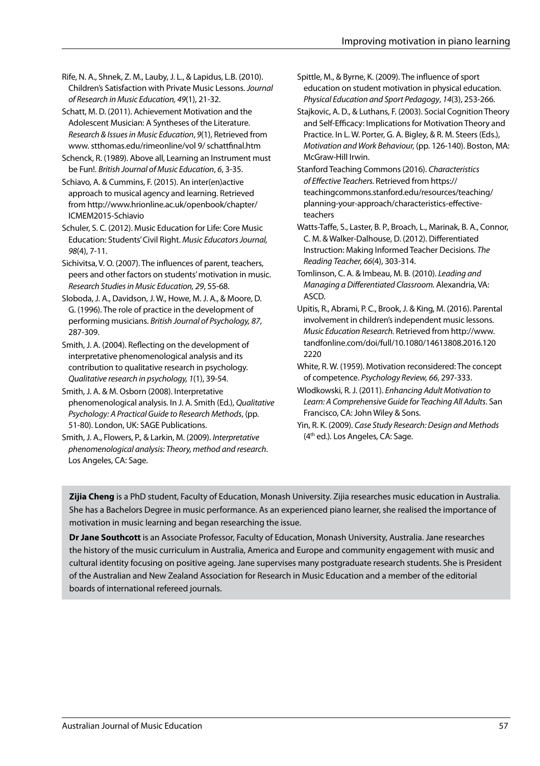Rife, N. A., Shnek, Z. M., Lauby, J. L., & Lapidus, L.B. (2010). Children's Satisfaction with Private Music Lessons. *Journal of Research in Music Education, 49*(1), 21-32.

Schatt, M. D. (2011). Achievement Motivation and the Adolescent Musician: A Syntheses of the Literature. *Research & Issues in Music Education*, *9*(1), Retrieved from www. stthomas.edu/rimeonline/vol 9/ schattfinal.htm

Schenck, R. (1989). Above all, Learning an Instrument must be Fun!. *British Journal of Music Education*, *6*, 3-35.

Schiavo, A. & Cummins, F. (2015). An inter(en)active approach to musical agency and learning. Retrieved from http://www.hrionline.ac.uk/openbook/chapter/ICMEM2015-Schiavio

Schuler, S. C. (2012). Music Education for Life: Core Music Education: Students' Civil Right. *Music Educators Journal, 98*(4), 7-11.

Sichivitsa, V. O. (2007). The influences of parent, teachers, peers and other factors on students' motivation in music. *Research Studies in Music Education, 29*, 55-68.

Sloboda, J. A., Davidson, J. W., Howe, M. J. A., & Moore, D. G. (1996). The role of practice in the development of performing musicians. *British Journal of Psychology, 87*, 287-309.

Smith, J. A. (2004). Reflecting on the development of interpretative phenomenological analysis and its contribution to qualitative research in psychology. *Qualitative research in psychology, 1*(1), 39-54.

Smith, J. A. & M. Osborn (2008). Interpretative phenomenological analysis. In J. A. Smith (Ed.), *Qualitative Psychology: A Practical Guide to Research Methods*, (pp. 51-80). London, UK: SAGE Publications.

Smith, J. A., Flowers, P., & Larkin, M. (2009). *Interpretative phenomenological analysis: Theory, method and research*. Los Angeles, CA: Sage.

Spittle, M., & Byrne, K. (2009). The influence of sport education on student motivation in physical education. *Physical Education and Sport Pedagogy*, *14*(3), 253-266.

Stajkovic, A. D., & Luthans, F. (2003). Social Cognition Theory and Self-Efficacy: Implications for Motivation Theory and Practice. In L. W. Porter, G. A. Bigley, & R. M. Steers (Eds.), *Motivation and Work Behaviour,* (pp. 126-140). Boston, MA: McGraw-Hill Irwin.

Stanford Teaching Commons (2016). *Characteristics of Effective Teachers*. Retrieved from https://teachingcommons.stanford.edu/resources/teaching/planning-your-approach/characteristics-effective-teachers

Watts-Taffe, S., Laster, B. P., Broach, L., Marinak, B. A., Connor, C. M. & Walker-Dalhouse, D. (2012). Differentiated Instruction: Making Informed Teacher Decisions. *The Reading Teacher, 66*(4), 303-314.

Tomlinson, C. A. & Imbeau, M. B. (2010). *Leading and Managing a Differentiated Classroom*. Alexandria, VA: ASCD.

Upitis, R., Abrami, P. C., Brook, J. & King, M. (2016). Parental involvement in children's independent music lessons. *Music Education Research*. Retrieved from http://www.tandfonline.com/doi/full/10.1080/14613808.2016.1202220

White, R. W. (1959). Motivation reconsidered: The concept of competence. *Psychology Review, 66*, 297-333.

Wlodkowski, R. J. (2011). *Enhancing Adult Motivation to Learn: A Comprehensive Guide for Teaching All Adults*. San Francisco, CA: John Wiley & Sons.

Yin, R. K. (2009). *Case Study Research: Design and Methods* (4th ed.). Los Angeles, CA: Sage.

**Zijia Cheng** is a PhD student, Faculty of Education, Monash University. Zijia researches music education in Australia. She has a Bachelors Degree in music performance. As an experienced piano learner, she realised the importance of motivation in music learning and began researching the issue.

**Dr Jane Southcott** is an Associate Professor, Faculty of Education, Monash University, Australia. Jane researches the history of the music curriculum in Australia, America and Europe and community engagement with music and cultural identity focusing on positive ageing. Jane supervises many postgraduate research students. She is President of the Australian and New Zealand Association for Research in Music Education and a member of the editorial boards of international refereed journals.